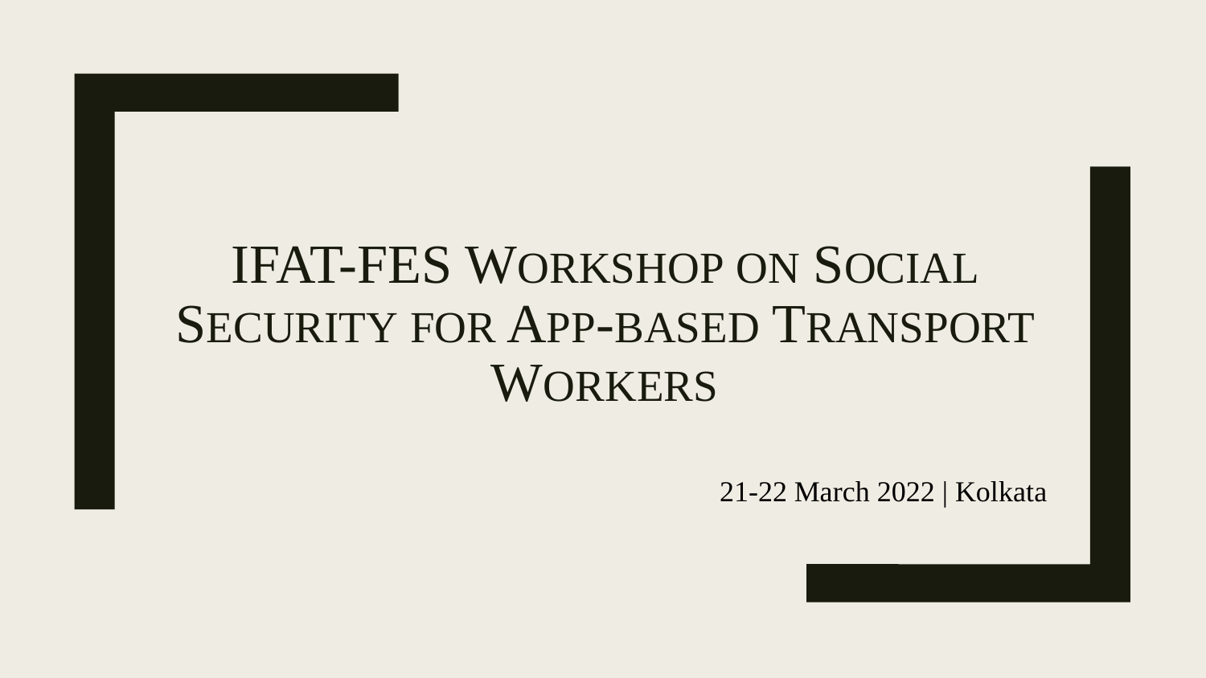# IFAT-FES Workshop on Social Security for App-based Transport Workers

21-22 March 2022 | Kolkata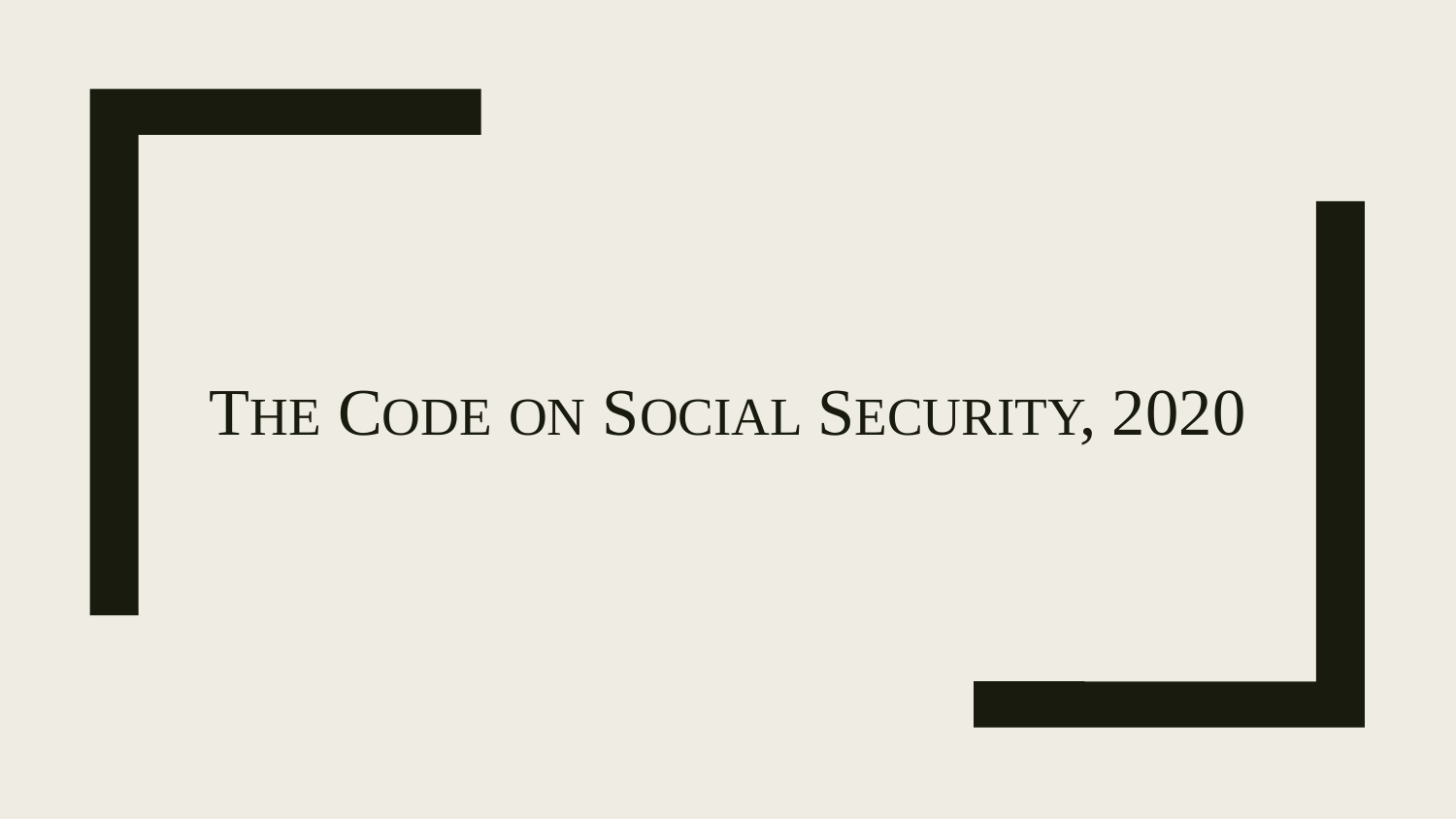# The Code on Social Security, 2020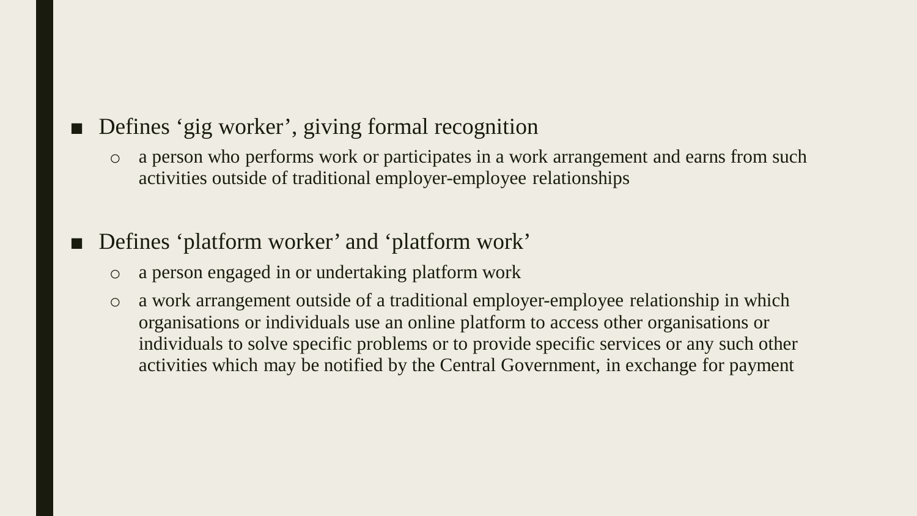- Defines ‘gig worker’, giving formal recognition
  - a person who performs work or participates in a work arrangement and earns from such activities outside of traditional employer-employee relationships

- Defines ‘platform worker’ and ‘platform work’
  - a person engaged in or undertaking platform work
  - a work arrangement outside of a traditional employer-employee relationship in which organisations or individuals use an online platform to access other organisations or individuals to solve specific problems or to provide specific services or any such other activities which may be notified by the Central Government, in exchange for payment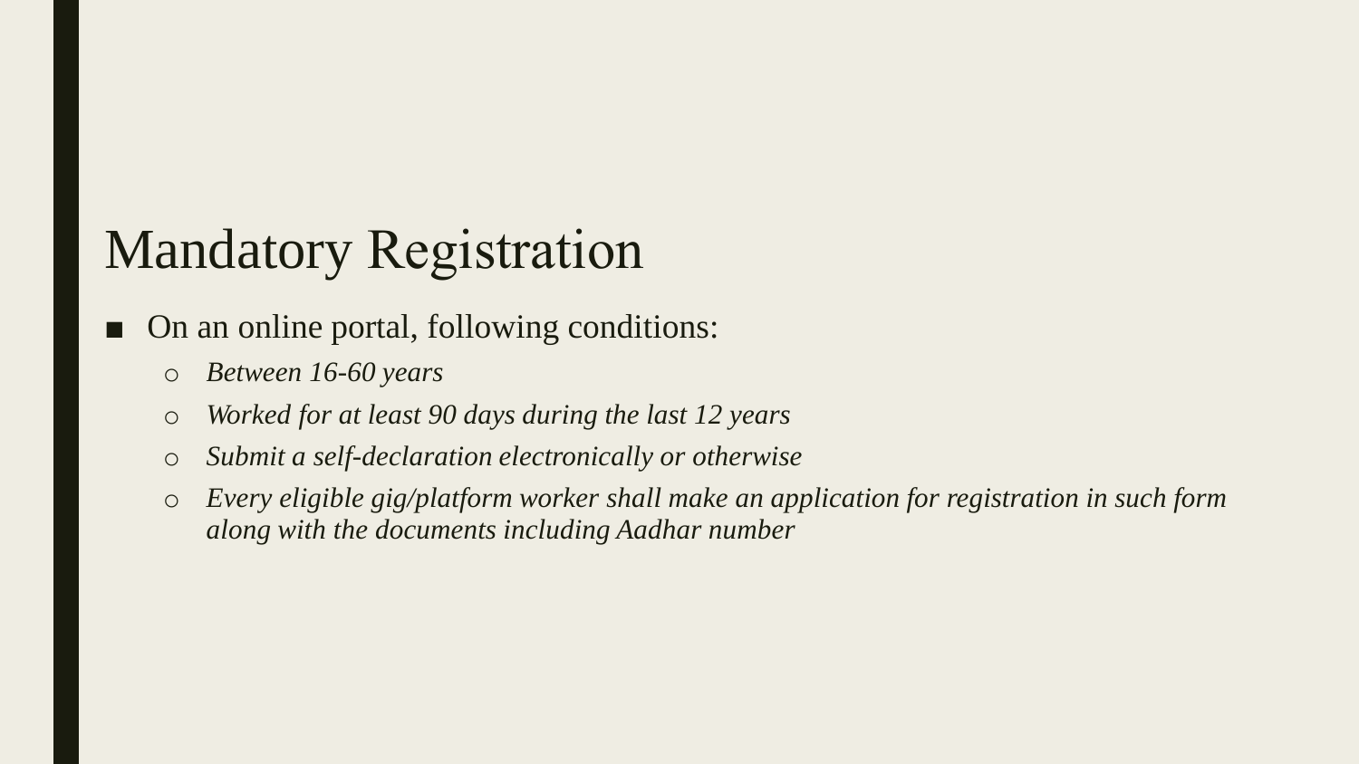# Mandatory Registration

- On an online portal, following conditions:
  - *Between 16-60 years*
  - *Worked for at least 90 days during the last 12 years*
  - *Submit a self-declaration electronically or otherwise*
  - *Every eligible gig/platform worker shall make an application for registration in such form along with the documents including Aadhar number*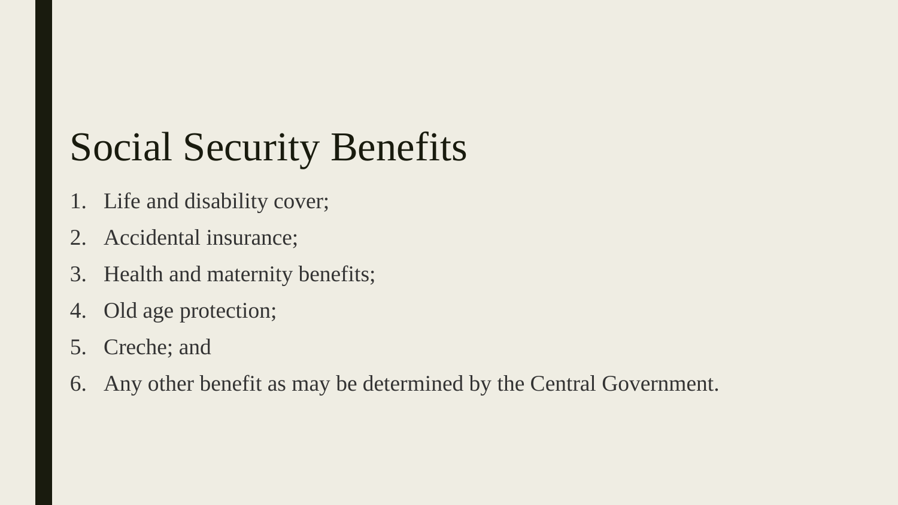# Social Security Benefits

1. Life and disability cover;
2. Accidental insurance;
3. Health and maternity benefits;
4. Old age protection;
5. Creche; and
6. Any other benefit as may be determined by the Central Government.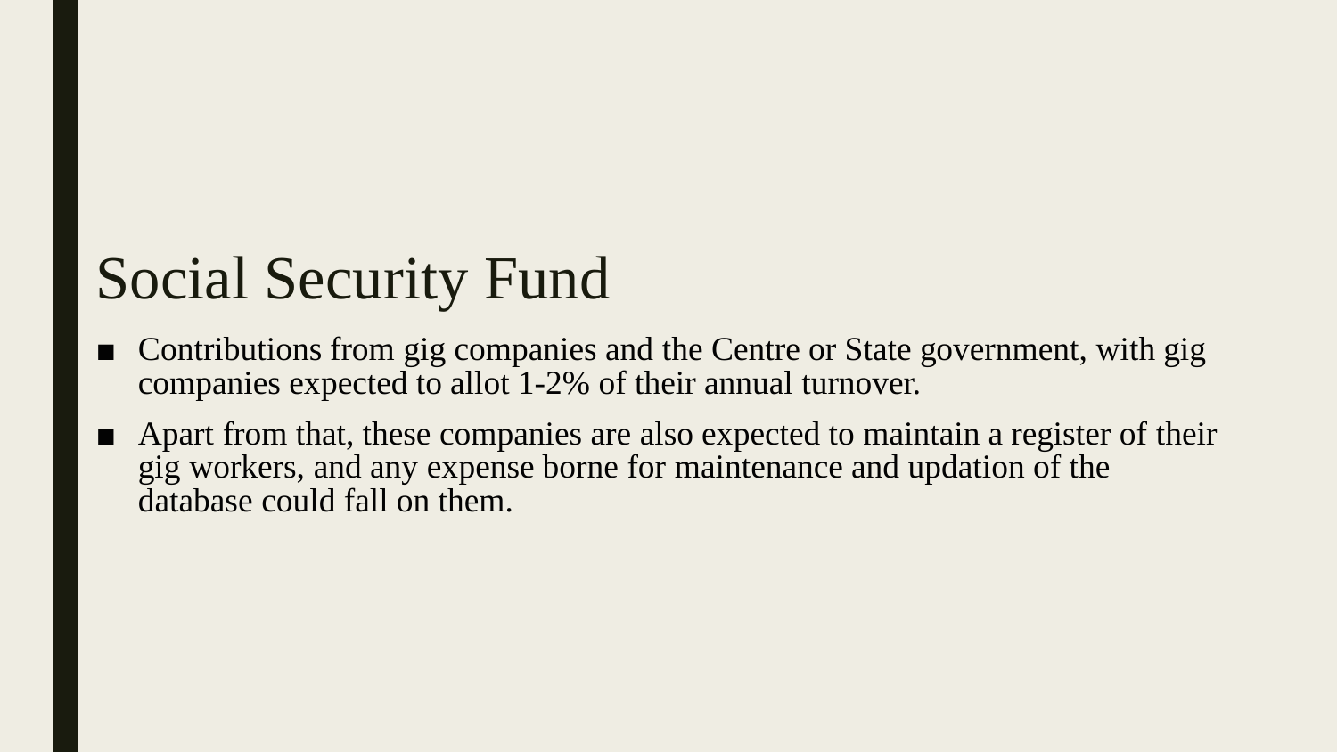# Social Security Fund

- Contributions from gig companies and the Centre or State government, with gig companies expected to allot 1-2% of their annual turnover.
- Apart from that, these companies are also expected to maintain a register of their gig workers, and any expense borne for maintenance and updation of the database could fall on them.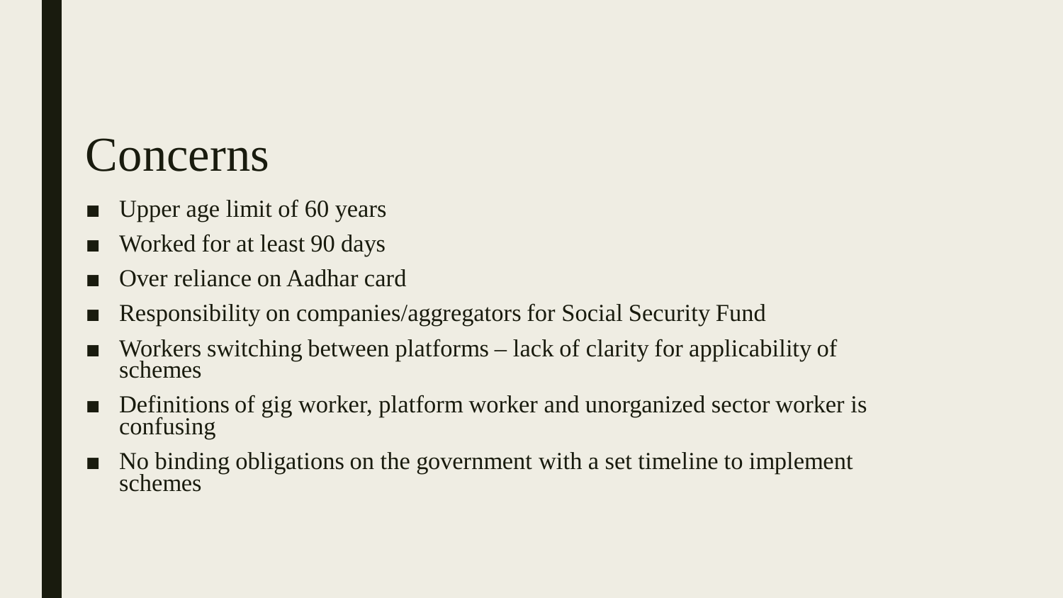# Concerns

- Upper age limit of 60 years
- Worked for at least 90 days
- Over reliance on Aadhar card
- Responsibility on companies/aggregators for Social Security Fund
- Workers switching between platforms – lack of clarity for applicability of schemes
- Definitions of gig worker, platform worker and unorganized sector worker is confusing
- No binding obligations on the government with a set timeline to implement schemes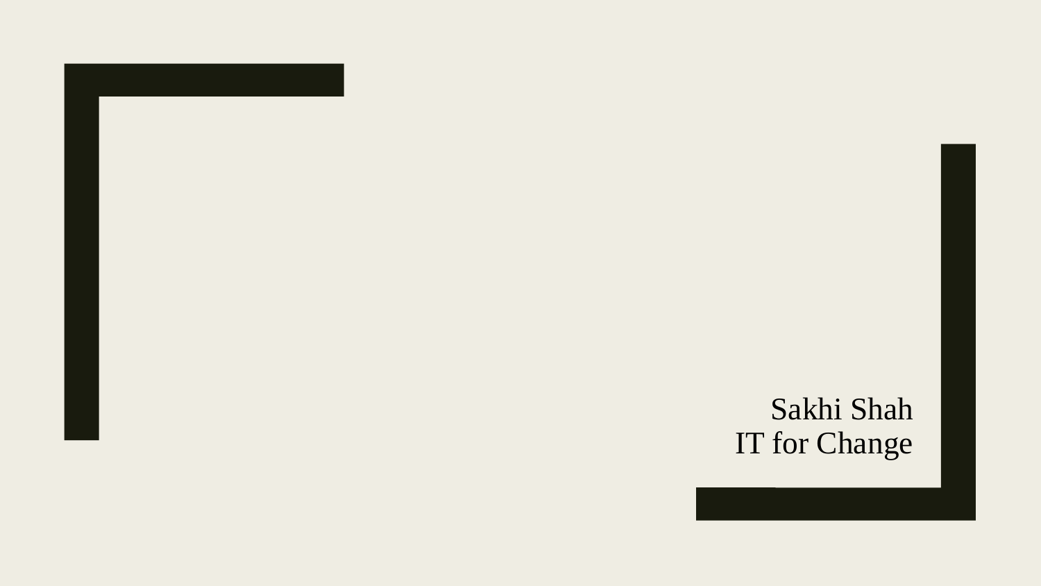Sakhi Shah
IT for Change